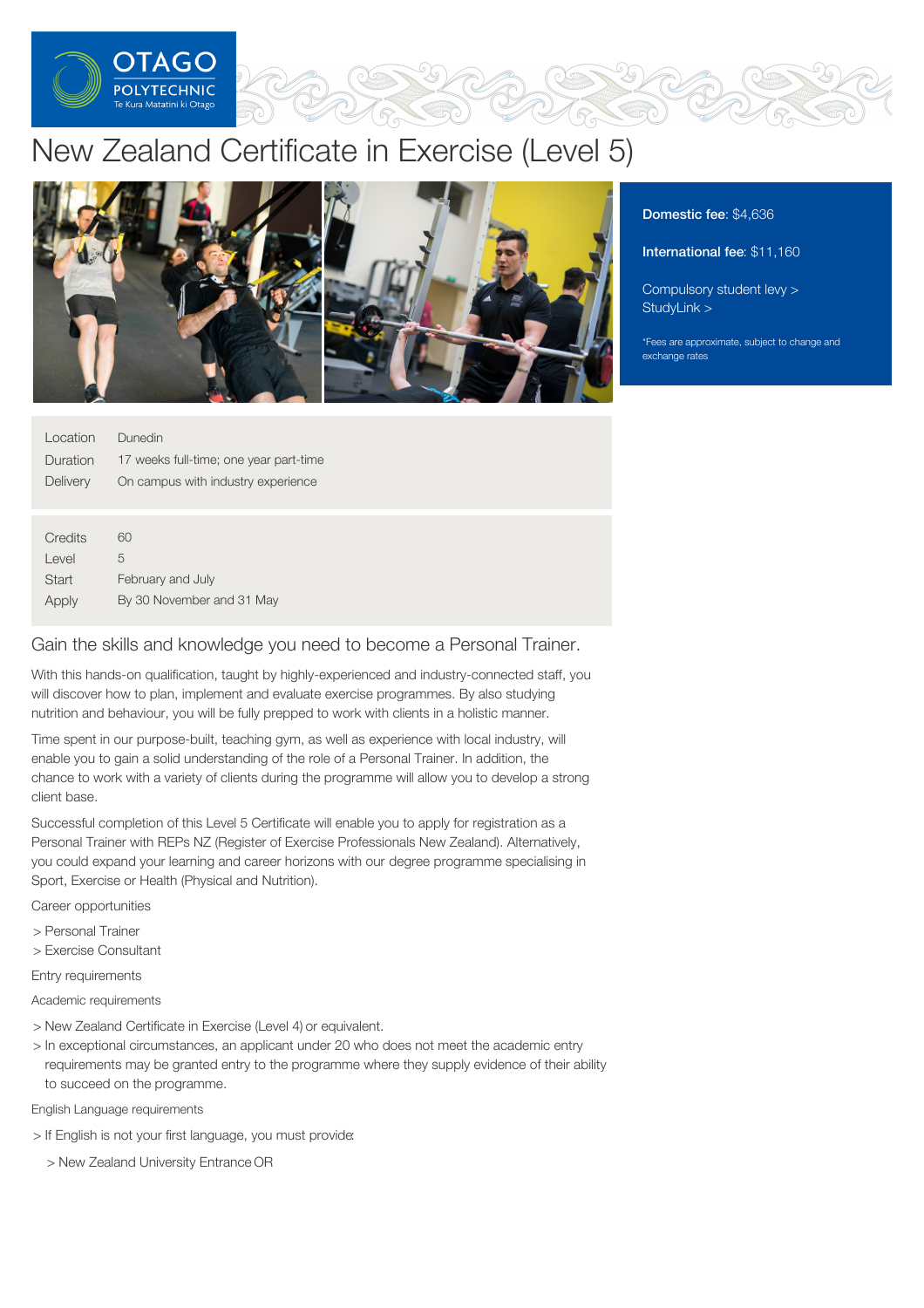# New Zealand Certificate in Exercise (Level 5)

**Domestic fee**: $4,636

**International fee**: $11,160

Compulsory student levy >
StudyLink >

*Fees are approximate, subject to change and exchange rates

| | |
|---|---|
| Location | Dunedin |
| Duration | 17 weeks full-time; one year part-time |
| Delivery | On campus with industry experience |

| | |
|---|---|
| Credits | 60 |
| Level | 5 |
| Start | February and July |
| Apply | By 30 November and 31 May |

## Gain the skills and knowledge you need to become a Personal Trainer.

With this hands-on qualification, taught by highly-experienced and industry-connected staff, you will discover how to plan, implement and evaluate exercise programmes. By also studying nutrition and behaviour, you will be fully prepped to work with clients in a holistic manner.

Time spent in our purpose-built, teaching gym, as well as experience with local industry, will enable you to gain a solid understanding of the role of a Personal Trainer. In addition, the chance to work with a variety of clients during the programme will allow you to develop a strong client base.

Successful completion of this Level 5 Certificate will enable you to apply for registration as a Personal Trainer with REPs NZ (Register of Exercise Professionals New Zealand). Alternatively, you could expand your learning and career horizons with our degree programme specialising in Sport, Exercise or Health (Physical and Nutrition).

### Career opportunities

> Personal Trainer
> Exercise Consultant

### Entry requirements

#### Academic requirements

> New Zealand Certificate in Exercise (Level 4) or equivalent.
> In exceptional circumstances, an applicant under 20 who does not meet the academic entry requirements may be granted entry to the programme where they supply evidence of their ability to succeed on the programme.

#### English Language requirements

> If English is not your first language, you must provide:
  > New Zealand University Entrance OR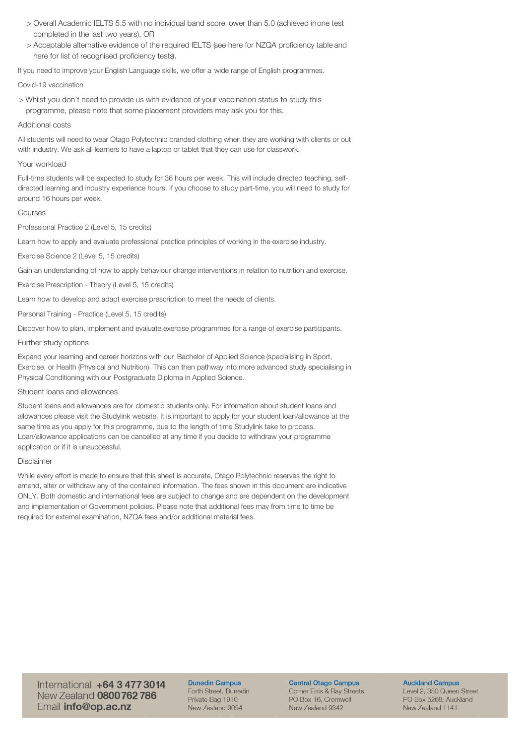> Overall Academic IELTS 5.5 with no individual band score lower than 5.0 (achieved in one test completed in the last two years), OR
> Acceptable alternative evidence of the required IELTS (see here for NZQA proficiency table and here for list of recognised proficiency tests).

If you need to improve your English Language skills, we offer a wide range of English programmes.

## Covid-19 vaccination

> Whilst you don't need to provide us with evidence of your vaccination status to study this programme, please note that some placement providers may ask you for this.

## Additional costs

All students will need to wear Otago Polytechnic branded clothing when they are working with clients or out with industry. We ask all learners to have a laptop or tablet that they can use for classwork.

## Your workload

Full-time students will be expected to study for 36 hours per week. This will include directed teaching, self-directed learning and industry experience hours. If you choose to study part-time, you will need to study for around 16 hours per week.

## Courses

Professional Practice 2 (Level 5, 15 credits)

Learn how to apply and evaluate professional practice principles of working in the exercise industry.

Exercise Science 2 (Level 5, 15 credits)

Gain an understanding of how to apply behaviour change interventions in relation to nutrition and exercise.

Exercise Prescription - Theory (Level 5, 15 credits)

Learn how to develop and adapt exercise prescription to meet the needs of clients.

Personal Training - Practice (Level 5, 15 credits)

Discover how to plan, implement and evaluate exercise programmes for a range of exercise participants.

## Further study options

Expand your learning and career horizons with our Bachelor of Applied Science (specialising in Sport, Exercise, or Health (Physical and Nutrition). This can then pathway into more advanced study specialising in Physical Conditioning with our Postgraduate Diploma in Applied Science.

## Student loans and allowances

Student loans and allowances are for domestic students only. For information about student loans and allowances please visit the Studylink website. It is important to apply for your student loan/allowance at the same time as you apply for this programme, due to the length of time Studylink take to process. Loan/allowance applications can be cancelled at any time if you decide to withdraw your programme application or if it is unsuccessful.

## Disclaimer

While every effort is made to ensure that this sheet is accurate, Otago Polytechnic reserves the right to amend, alter or withdraw any of the contained information. The fees shown in this document are indicative ONLY. Both domestic and international fees are subject to change and are dependent on the development and implementation of Government policies. Please note that additional fees may from time to time be required for external examination, NZQA fees and/or additional material fees.

International **+64 3 477 3014**
New Zealand **0800 762 786**
Email **info@op.ac.nz**

**Dunedin Campus**
Forth Street, Dunedin
Private Bag 1910
New Zealand 9054

**Central Otago Campus**
Corner Erris & Ray Streets
PO Box 16, Cromwell
New Zealand 9342

**Auckland Campus**
Level 2, 350 Queen Street
PO Box 5268, Auckland
New Zealand 1141